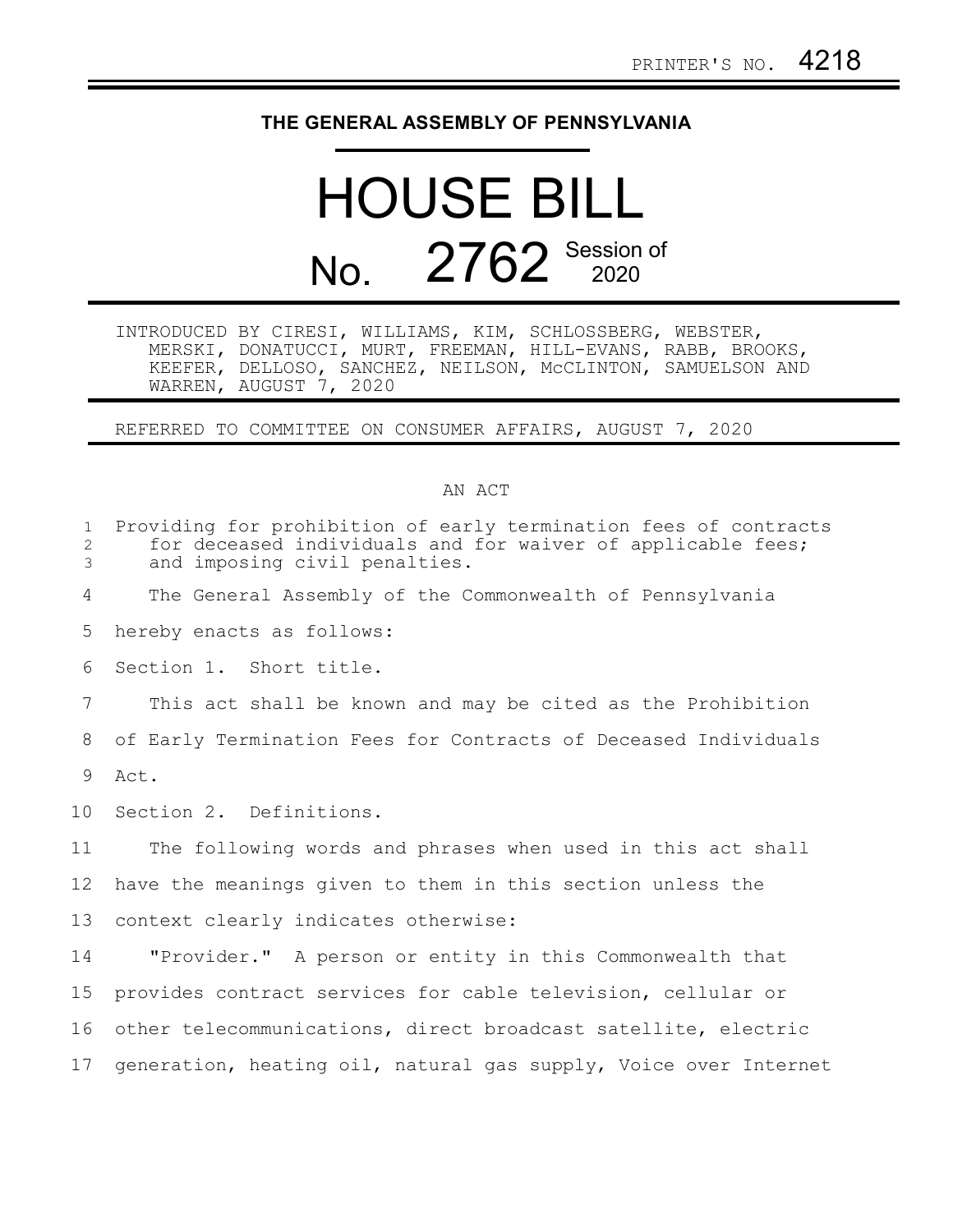PRINTER'S NO. 4218

# THE GENERAL ASSEMBLY OF PENNSYLVANIA

# HOUSE BILL

## No. 2762 Session of 2020

INTRODUCED BY CIRESI, WILLIAMS, KIM, SCHLOSSBERG, WEBSTER, MERSKI, DONATUCCI, MURT, FREEMAN, HILL-EVANS, RABB, BROOKS, KEEFER, DELLOSO, SANCHEZ, NEILSON, McCLINTON, SAMUELSON AND WARREN, AUGUST 7, 2020

REFERRED TO COMMITTEE ON CONSUMER AFFAIRS, AUGUST 7, 2020

AN ACT

Providing for prohibition of early termination fees of contracts for deceased individuals and for waiver of applicable fees; and imposing civil penalties.

The General Assembly of the Commonwealth of Pennsylvania hereby enacts as follows:

Section 1. Short title.

This act shall be known and may be cited as the Prohibition of Early Termination Fees for Contracts of Deceased Individuals Act.

Section 2. Definitions.

The following words and phrases when used in this act shall have the meanings given to them in this section unless the context clearly indicates otherwise:

"Provider." A person or entity in this Commonwealth that provides contract services for cable television, cellular or other telecommunications, direct broadcast satellite, electric generation, heating oil, natural gas supply, Voice over Internet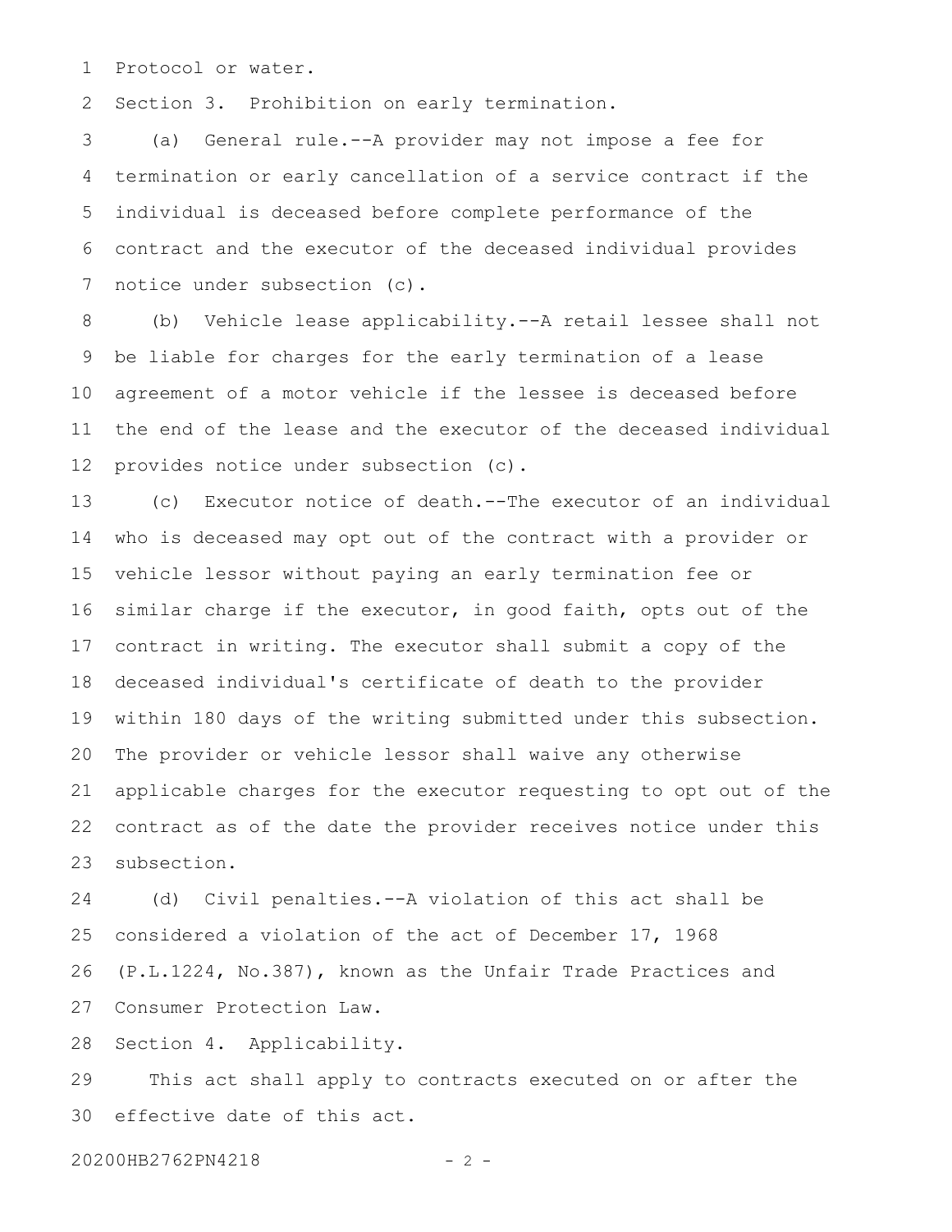Protocol or water.

Section 3. Prohibition on early termination.

(a) General rule.--A provider may not impose a fee for termination or early cancellation of a service contract if the individual is deceased before complete performance of the contract and the executor of the deceased individual provides notice under subsection (c).

(b) Vehicle lease applicability.--A retail lessee shall not be liable for charges for the early termination of a lease agreement of a motor vehicle if the lessee is deceased before the end of the lease and the executor of the deceased individual provides notice under subsection (c).

(c) Executor notice of death.--The executor of an individual who is deceased may opt out of the contract with a provider or vehicle lessor without paying an early termination fee or similar charge if the executor, in good faith, opts out of the contract in writing. The executor shall submit a copy of the deceased individual's certificate of death to the provider within 180 days of the writing submitted under this subsection. The provider or vehicle lessor shall waive any otherwise applicable charges for the executor requesting to opt out of the contract as of the date the provider receives notice under this subsection.

(d) Civil penalties.--A violation of this act shall be considered a violation of the act of December 17, 1968 (P.L.1224, No.387), known as the Unfair Trade Practices and Consumer Protection Law.

Section 4. Applicability.

This act shall apply to contracts executed on or after the effective date of this act.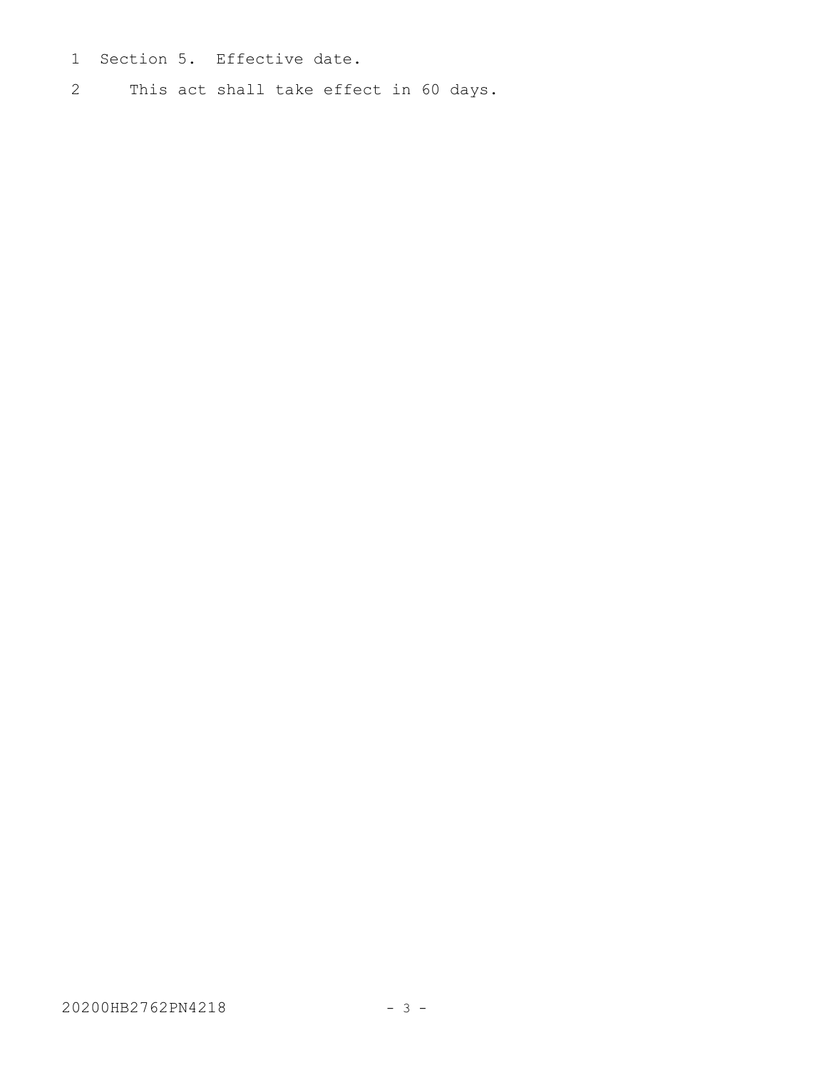Section 5. Effective date.

This act shall take effect in 60 days.